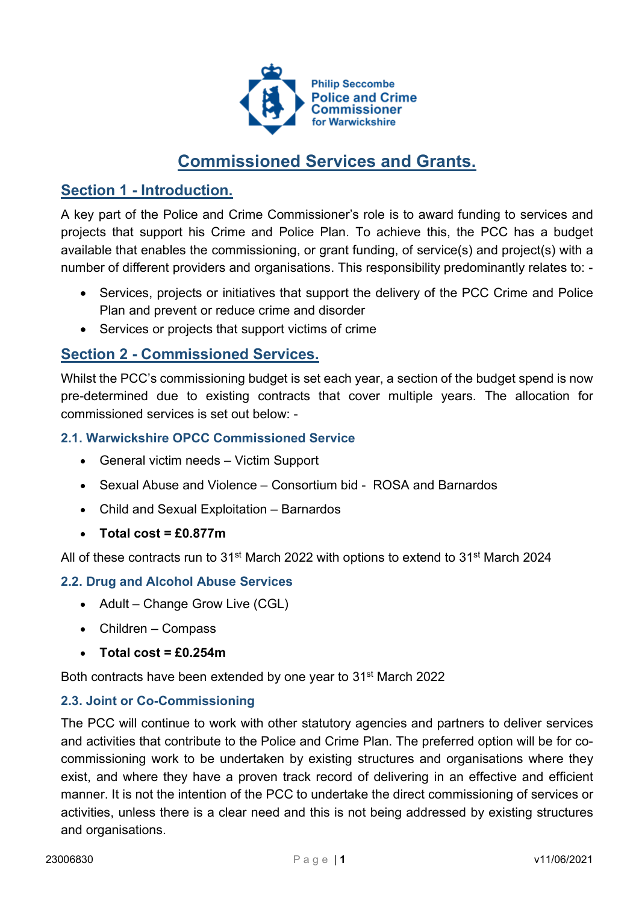Philip Seccombe
Police and Crime Commissioner
for Warwickshire

# Commissioned Services and Grants.

## Section 1 - Introduction.

A key part of the Police and Crime Commissioner's role is to award funding to services and projects that support his Crime and Police Plan. To achieve this, the PCC has a budget available that enables the commissioning, or grant funding, of service(s) and project(s) with a number of different providers and organisations. This responsibility predominantly relates to: -

- Services, projects or initiatives that support the delivery of the PCC Crime and Police Plan and prevent or reduce crime and disorder
- Services or projects that support victims of crime

## Section 2 - Commissioned Services.

Whilst the PCC's commissioning budget is set each year, a section of the budget spend is now pre-determined due to existing contracts that cover multiple years. The allocation for commissioned services is set out below: -

### 2.1. Warwickshire OPCC Commissioned Service

- General victim needs – Victim Support
- Sexual Abuse and Violence – Consortium bid - ROSA and Barnardos
- Child and Sexual Exploitation – Barnardos
- **Total cost = £0.877m**

All of these contracts run to 31st March 2022 with options to extend to 31st March 2024

### 2.2. Drug and Alcohol Abuse Services

- Adult – Change Grow Live (CGL)
- Children – Compass
- **Total cost = £0.254m**

Both contracts have been extended by one year to 31st March 2022

### 2.3. Joint or Co-Commissioning

The PCC will continue to work with other statutory agencies and partners to deliver services and activities that contribute to the Police and Crime Plan. The preferred option will be for co-commissioning work to be undertaken by existing structures and organisations where they exist, and where they have a proven track record of delivering in an effective and efficient manner. It is not the intention of the PCC to undertake the direct commissioning of services or activities, unless there is a clear need and this is not being addressed by existing structures and organisations.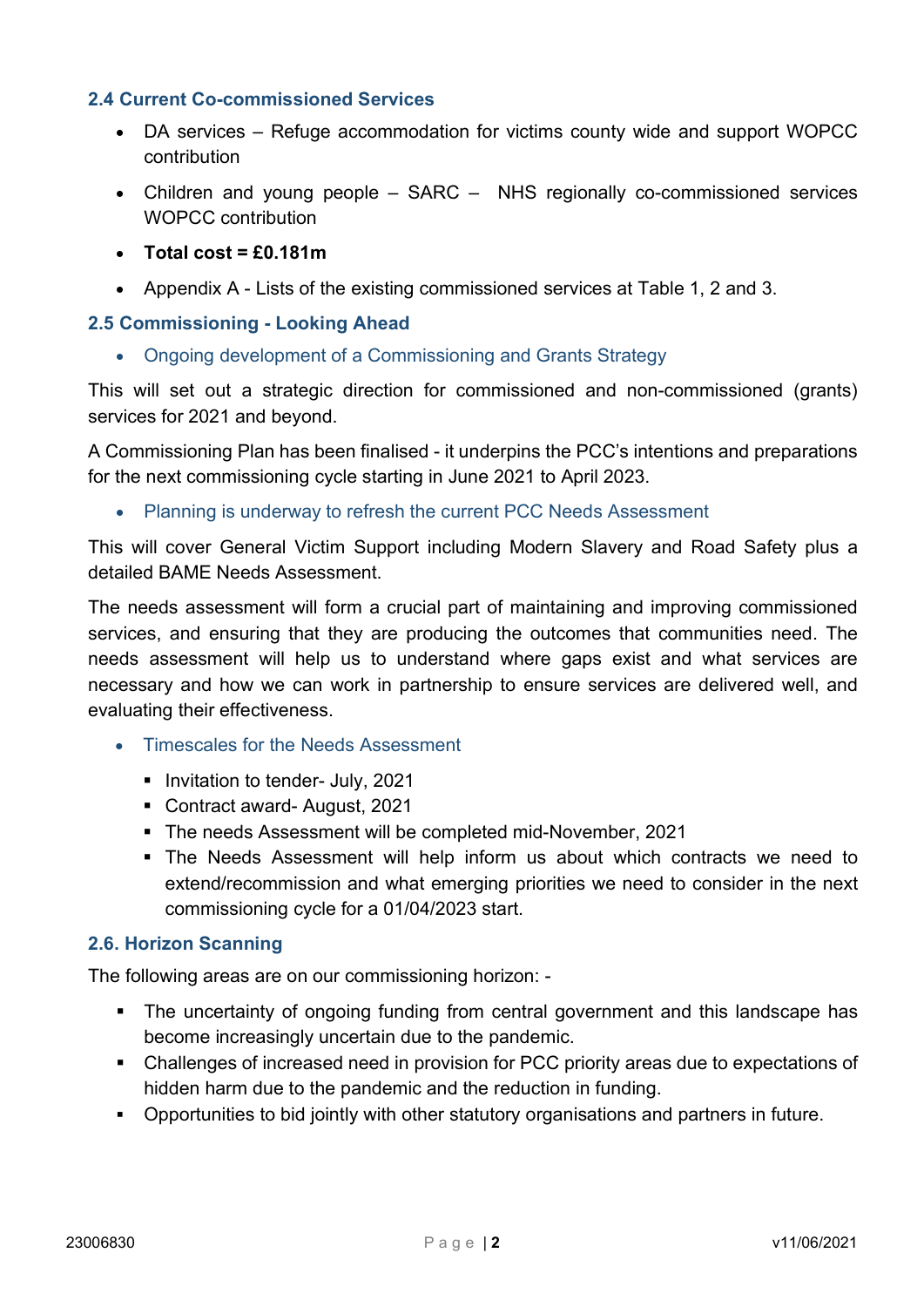### 2.4 Current Co-commissioned Services

- DA services – Refuge accommodation for victims county wide and support WOPCC contribution
- Children and young people – SARC – NHS regionally co-commissioned services WOPCC contribution
- **Total cost = £0.181m**
- Appendix A - Lists of the existing commissioned services at Table 1, 2 and 3.

### 2.5 Commissioning - Looking Ahead

- Ongoing development of a Commissioning and Grants Strategy

This will set out a strategic direction for commissioned and non-commissioned (grants) services for 2021 and beyond.

A Commissioning Plan has been finalised - it underpins the PCC's intentions and preparations for the next commissioning cycle starting in June 2021 to April 2023.

- Planning is underway to refresh the current PCC Needs Assessment

This will cover General Victim Support including Modern Slavery and Road Safety plus a detailed BAME Needs Assessment.

The needs assessment will form a crucial part of maintaining and improving commissioned services, and ensuring that they are producing the outcomes that communities need. The needs assessment will help us to understand where gaps exist and what services are necessary and how we can work in partnership to ensure services are delivered well, and evaluating their effectiveness.

- Timescales for the Needs Assessment
  - Invitation to tender- July, 2021
  - Contract award- August, 2021
  - The needs Assessment will be completed mid-November, 2021
  - The Needs Assessment will help inform us about which contracts we need to extend/recommission and what emerging priorities we need to consider in the next commissioning cycle for a 01/04/2023 start.

### 2.6. Horizon Scanning

The following areas are on our commissioning horizon: -

- The uncertainty of ongoing funding from central government and this landscape has become increasingly uncertain due to the pandemic.
- Challenges of increased need in provision for PCC priority areas due to expectations of hidden harm due to the pandemic and the reduction in funding.
- Opportunities to bid jointly with other statutory organisations and partners in future.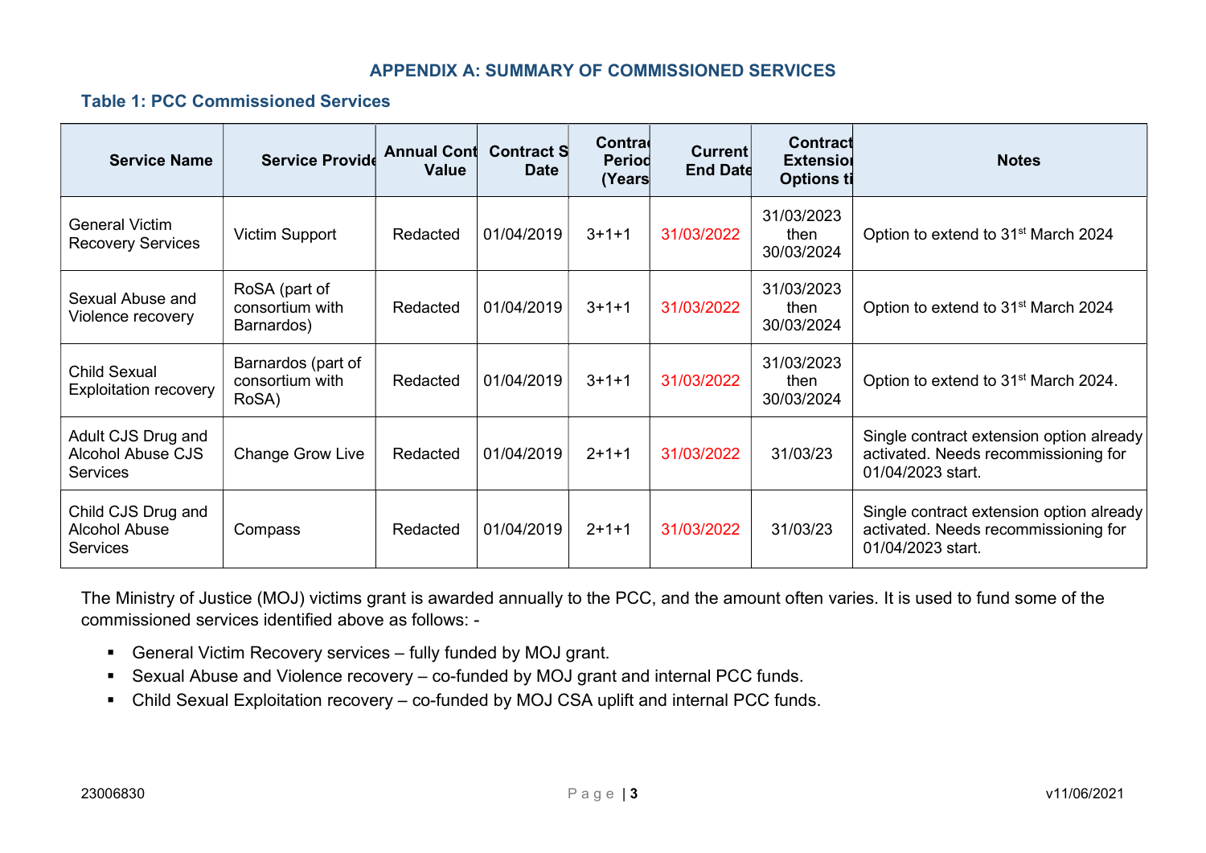## APPENDIX A: SUMMARY OF COMMISSIONED SERVICES

### Table 1: PCC Commissioned Services

| Service Name | Service Provide | Annual Cont Value | Contract S Date | Contrac Period (Years | Current End Date | Contract Extension Options ti | Notes |
|---|---|---|---|---|---|---|---|
| General Victim Recovery Services | Victim Support | Redacted | 01/04/2019 | 3+1+1 | 31/03/2022 | 31/03/2023 then 30/03/2024 | Option to extend to 31st March 2024 |
| Sexual Abuse and Violence recovery | RoSA (part of consortium with Barnardos) | Redacted | 01/04/2019 | 3+1+1 | 31/03/2022 | 31/03/2023 then 30/03/2024 | Option to extend to 31st March 2024 |
| Child Sexual Exploitation recovery | Barnardos (part of consortium with RoSA) | Redacted | 01/04/2019 | 3+1+1 | 31/03/2022 | 31/03/2023 then 30/03/2024 | Option to extend to 31st March 2024. |
| Adult CJS Drug and Alcohol Abuse CJS Services | Change Grow Live | Redacted | 01/04/2019 | 2+1+1 | 31/03/2022 | 31/03/23 | Single contract extension option already activated. Needs recommissioning for 01/04/2023 start. |
| Child CJS Drug and Alcohol Abuse Services | Compass | Redacted | 01/04/2019 | 2+1+1 | 31/03/2022 | 31/03/23 | Single contract extension option already activated. Needs recommissioning for 01/04/2023 start. |

The Ministry of Justice (MOJ) victims grant is awarded annually to the PCC, and the amount often varies. It is used to fund some of the commissioned services identified above as follows: -

- General Victim Recovery services – fully funded by MOJ grant.
- Sexual Abuse and Violence recovery – co-funded by MOJ grant and internal PCC funds.
- Child Sexual Exploitation recovery – co-funded by MOJ CSA uplift and internal PCC funds.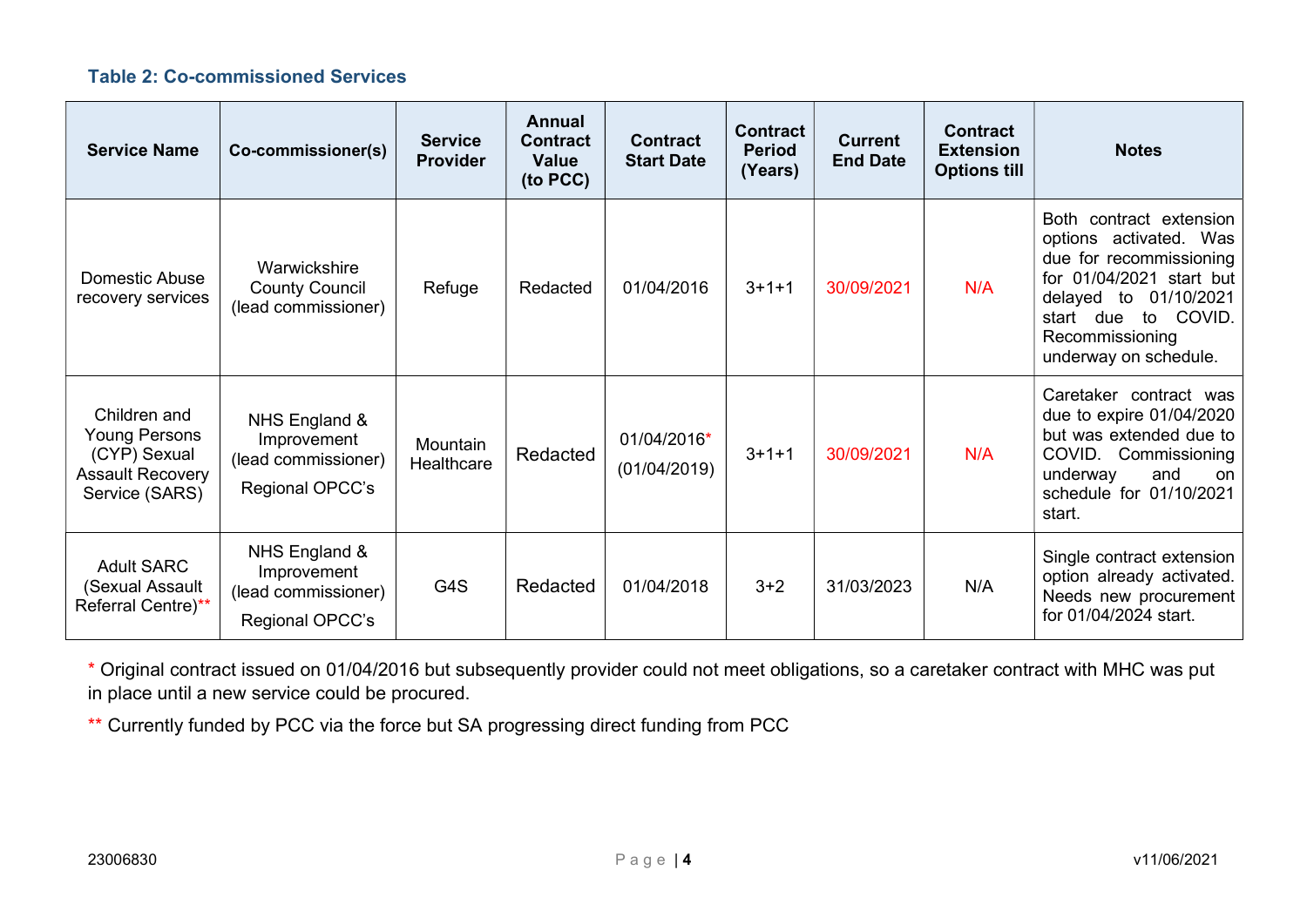**Table 2: Co-commissioned Services**

| Service Name | Co-commissioner(s) | Service Provider | Annual Contract Value (to PCC) | Contract Start Date | Contract Period (Years) | Current End Date | Contract Extension Options till | Notes |
|---|---|---|---|---|---|---|---|---|
| Domestic Abuse recovery services | Warwickshire County Council (lead commissioner) | Refuge | Redacted | 01/04/2016 | 3+1+1 | 30/09/2021 | N/A | Both contract extension options activated. Was due for recommissioning for 01/04/2021 start but delayed to 01/10/2021 start due to COVID. Recommissioning underway on schedule. |
| Children and Young Persons (CYP) Sexual Assault Recovery Service (SARS) | NHS England & Improvement (lead commissioner) Regional OPCC's | Mountain Healthcare | Redacted | 01/04/2016* (01/04/2019) | 3+1+1 | 30/09/2021 | N/A | Caretaker contract was due to expire 01/04/2020 but was extended due to COVID. Commissioning underway and on schedule for 01/10/2021 start. |
| Adult SARC (Sexual Assault Referral Centre)** | NHS England & Improvement (lead commissioner) Regional OPCC's | G4S | Redacted | 01/04/2018 | 3+2 | 31/03/2023 | N/A | Single contract extension option already activated. Needs new procurement for 01/04/2024 start. |

* Original contract issued on 01/04/2016 but subsequently provider could not meet obligations, so a caretaker contract with MHC was put in place until a new service could be procured.

** Currently funded by PCC via the force but SA progressing direct funding from PCC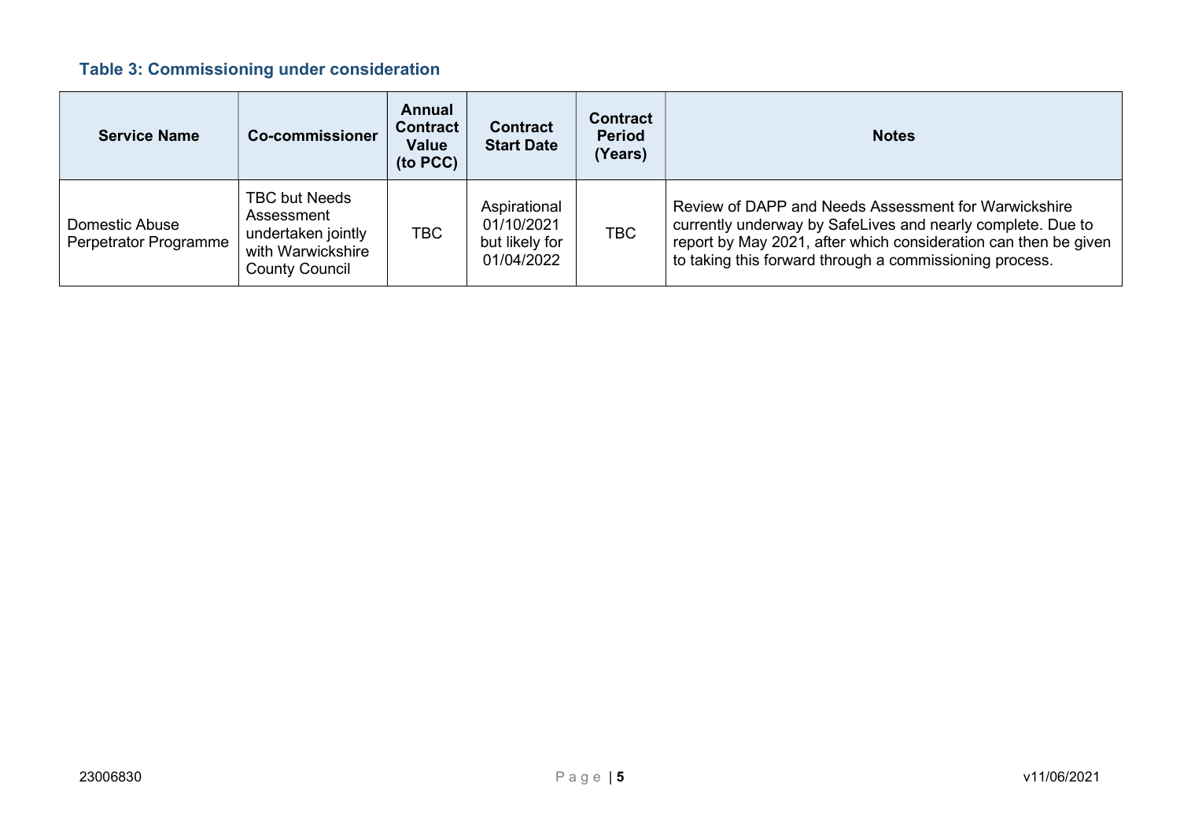### Table 3: Commissioning under consideration

| Service Name | Co-commissioner | Annual Contract Value (to PCC) | Contract Start Date | Contract Period (Years) | Notes |
|---|---|---|---|---|---|
| Domestic Abuse Perpetrator Programme | TBC but Needs Assessment undertaken jointly with Warwickshire County Council | TBC | Aspirational 01/10/2021 but likely for 01/04/2022 | TBC | Review of DAPP and Needs Assessment for Warwickshire currently underway by SafeLives and nearly complete. Due to report by May 2021, after which consideration can then be given to taking this forward through a commissioning process. |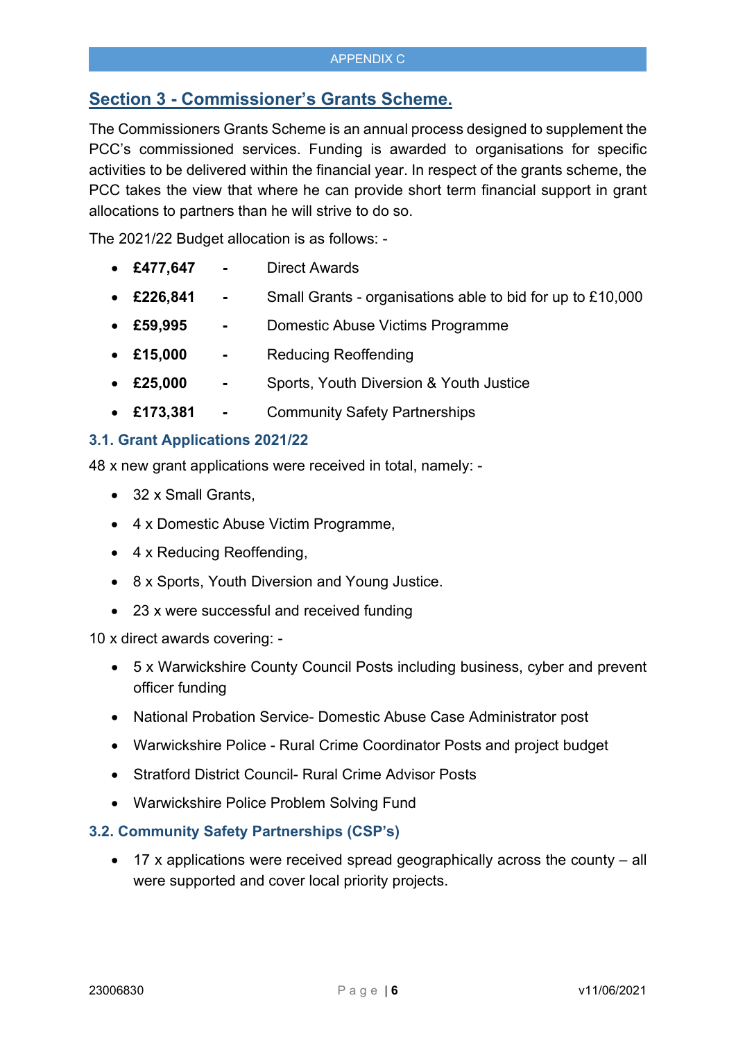## Section 3 - Commissioner's Grants Scheme.

The Commissioners Grants Scheme is an annual process designed to supplement the PCC's commissioned services. Funding is awarded to organisations for specific activities to be delivered within the financial year. In respect of the grants scheme, the PCC takes the view that where he can provide short term financial support in grant allocations to partners than he will strive to do so.

The 2021/22 Budget allocation is as follows: -

- **£477,647** - Direct Awards
- **£226,841** - Small Grants - organisations able to bid for up to £10,000
- **£59,995** - Domestic Abuse Victims Programme
- **£15,000** - Reducing Reoffending
- **£25,000** - Sports, Youth Diversion & Youth Justice
- **£173,381** - Community Safety Partnerships

### 3.1. Grant Applications 2021/22

48 x new grant applications were received in total, namely: -

- 32 x Small Grants,
- 4 x Domestic Abuse Victim Programme,
- 4 x Reducing Reoffending,
- 8 x Sports, Youth Diversion and Young Justice.
- 23 x were successful and received funding

10 x direct awards covering: -

- 5 x Warwickshire County Council Posts including business, cyber and prevent officer funding
- National Probation Service- Domestic Abuse Case Administrator post
- Warwickshire Police - Rural Crime Coordinator Posts and project budget
- Stratford District Council- Rural Crime Advisor Posts
- Warwickshire Police Problem Solving Fund

### 3.2. Community Safety Partnerships (CSP's)

- 17 x applications were received spread geographically across the county – all were supported and cover local priority projects.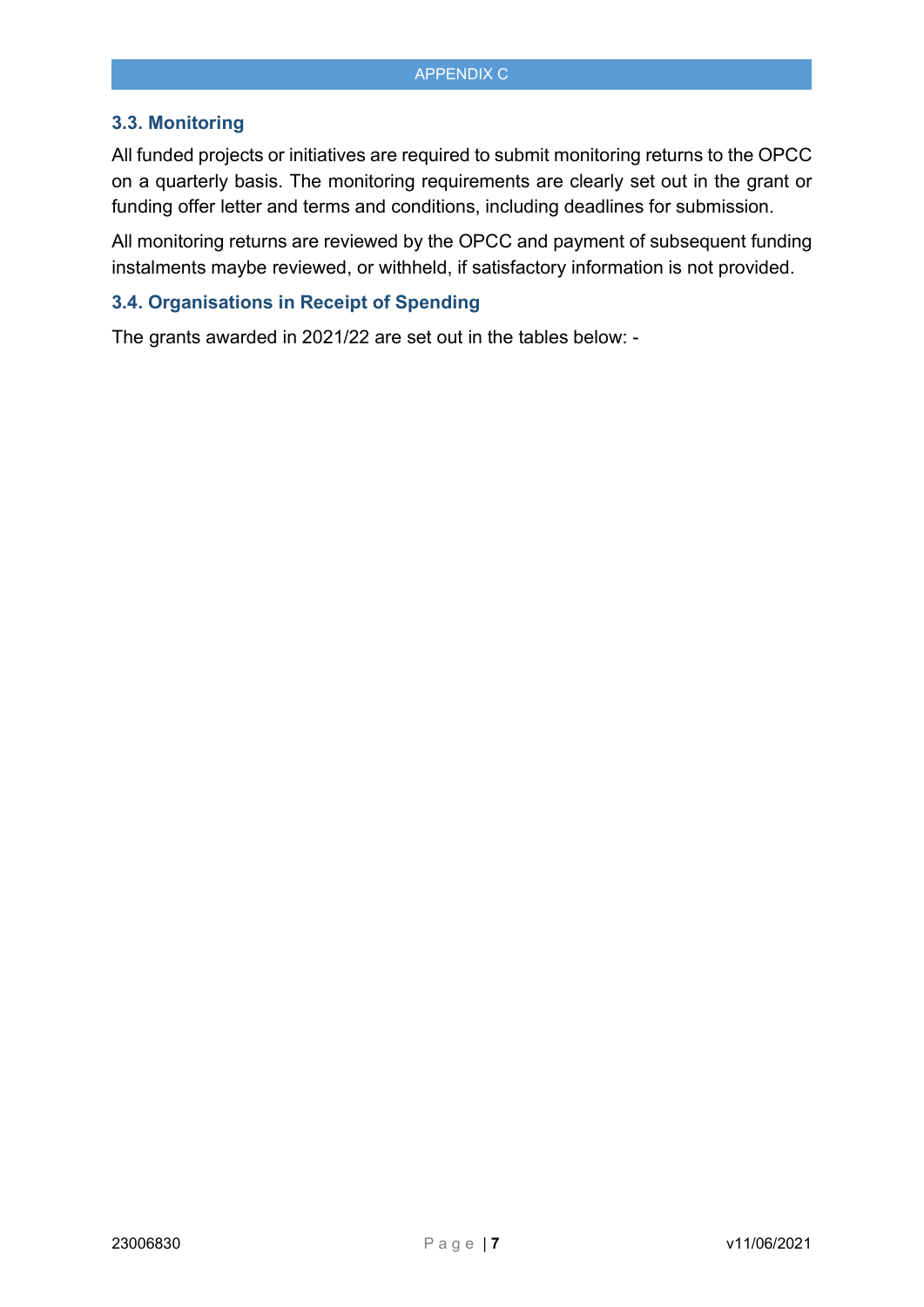### 3.3. Monitoring

All funded projects or initiatives are required to submit monitoring returns to the OPCC on a quarterly basis. The monitoring requirements are clearly set out in the grant or funding offer letter and terms and conditions, including deadlines for submission.

All monitoring returns are reviewed by the OPCC and payment of subsequent funding instalments maybe reviewed, or withheld, if satisfactory information is not provided.

### 3.4. Organisations in Receipt of Spending

The grants awarded in 2021/22 are set out in the tables below: -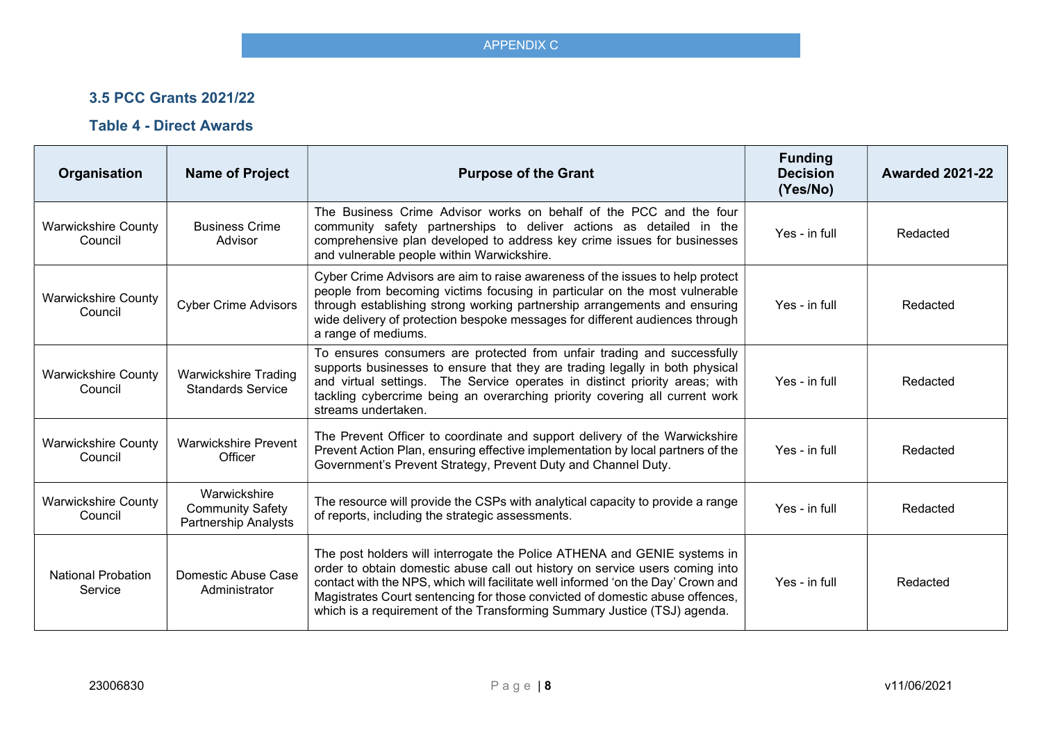### 3.5 PCC Grants 2021/22

### Table 4 - Direct Awards

| Organisation | Name of Project | Purpose of the Grant | Funding Decision (Yes/No) | Awarded 2021-22 |
|---|---|---|---|---|
| Warwickshire County Council | Business Crime Advisor | The Business Crime Advisor works on behalf of the PCC and the four community safety partnerships to deliver actions as detailed in the comprehensive plan developed to address key crime issues for businesses and vulnerable people within Warwickshire. | Yes - in full | Redacted |
| Warwickshire County Council | Cyber Crime Advisors | Cyber Crime Advisors are aim to raise awareness of the issues to help protect people from becoming victims focusing in particular on the most vulnerable through establishing strong working partnership arrangements and ensuring wide delivery of protection bespoke messages for different audiences through a range of mediums. | Yes - in full | Redacted |
| Warwickshire County Council | Warwickshire Trading Standards Service | To ensures consumers are protected from unfair trading and successfully supports businesses to ensure that they are trading legally in both physical and virtual settings. The Service operates in distinct priority areas; with tackling cybercrime being an overarching priority covering all current work streams undertaken. | Yes - in full | Redacted |
| Warwickshire County Council | Warwickshire Prevent Officer | The Prevent Officer to coordinate and support delivery of the Warwickshire Prevent Action Plan, ensuring effective implementation by local partners of the Government's Prevent Strategy, Prevent Duty and Channel Duty. | Yes - in full | Redacted |
| Warwickshire County Council | Warwickshire Community Safety Partnership Analysts | The resource will provide the CSPs with analytical capacity to provide a range of reports, including the strategic assessments. | Yes - in full | Redacted |
| National Probation Service | Domestic Abuse Case Administrator | The post holders will interrogate the Police ATHENA and GENIE systems in order to obtain domestic abuse call out history on service users coming into contact with the NPS, which will facilitate well informed 'on the Day' Crown and Magistrates Court sentencing for those convicted of domestic abuse offences, which is a requirement of the Transforming Summary Justice (TSJ) agenda. | Yes - in full | Redacted |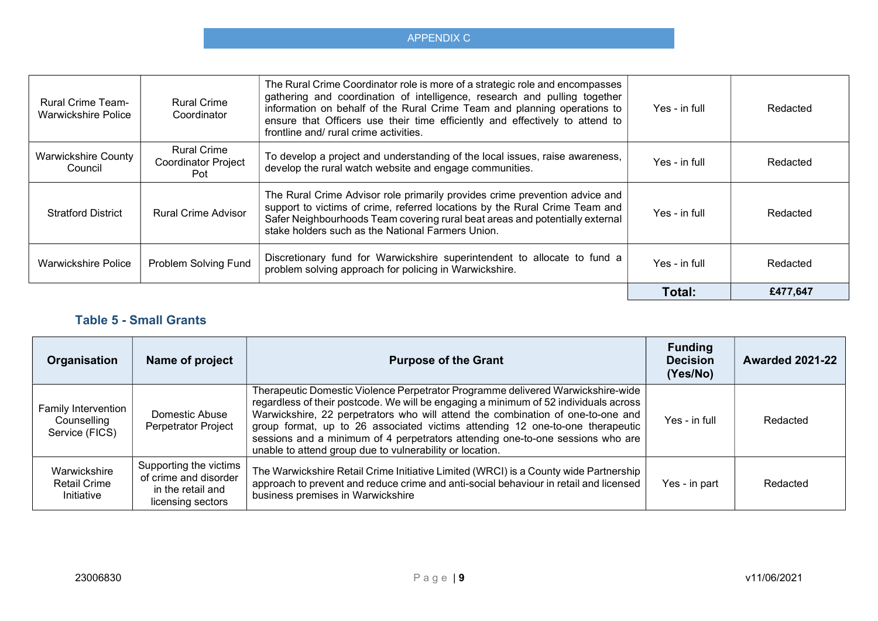| Rural Crime Team- Warwickshire Police | Rural Crime Coordinator | The Rural Crime Coordinator role is more of a strategic role and encompasses gathering and coordination of intelligence, research and pulling together information on behalf of the Rural Crime Team and planning operations to ensure that Officers use their time efficiently and effectively to attend to frontline and/ rural crime activities. | Yes - in full | Redacted |
|---|---|---|---|---|
| Warwickshire County Council | Rural Crime Coordinator Project Pot | To develop a project and understanding of the local issues, raise awareness, develop the rural watch website and engage communities. | Yes - in full | Redacted |
| Stratford District | Rural Crime Advisor | The Rural Crime Advisor role primarily provides crime prevention advice and support to victims of crime, referred locations by the Rural Crime Team and Safer Neighbourhoods Team covering rural beat areas and potentially external stake holders such as the National Farmers Union. | Yes - in full | Redacted |
| Warwickshire Police | Problem Solving Fund | Discretionary fund for Warwickshire superintendent to allocate to fund a problem solving approach for policing in Warwickshire. | Yes - in full | Redacted |
| | | | **Total:** | **£477,647** |

### Table 5 - Small Grants

| Organisation | Name of project | Purpose of the Grant | Funding Decision (Yes/No) | Awarded 2021-22 |
|---|---|---|---|---|
| Family Intervention Counselling Service (FICS) | Domestic Abuse Perpetrator Project | Therapeutic Domestic Violence Perpetrator Programme delivered Warwickshire-wide regardless of their postcode. We will be engaging a minimum of 52 individuals across Warwickshire, 22 perpetrators who will attend the combination of one-to-one and group format, up to 26 associated victims attending 12 one-to-one therapeutic sessions and a minimum of 4 perpetrators attending one-to-one sessions who are unable to attend group due to vulnerability or location. | Yes - in full | Redacted |
| Warwickshire Retail Crime Initiative | Supporting the victims of crime and disorder in the retail and licensing sectors | The Warwickshire Retail Crime Initiative Limited (WRCI) is a County wide Partnership approach to prevent and reduce crime and anti-social behaviour in retail and licensed business premises in Warwickshire | Yes - in part | Redacted |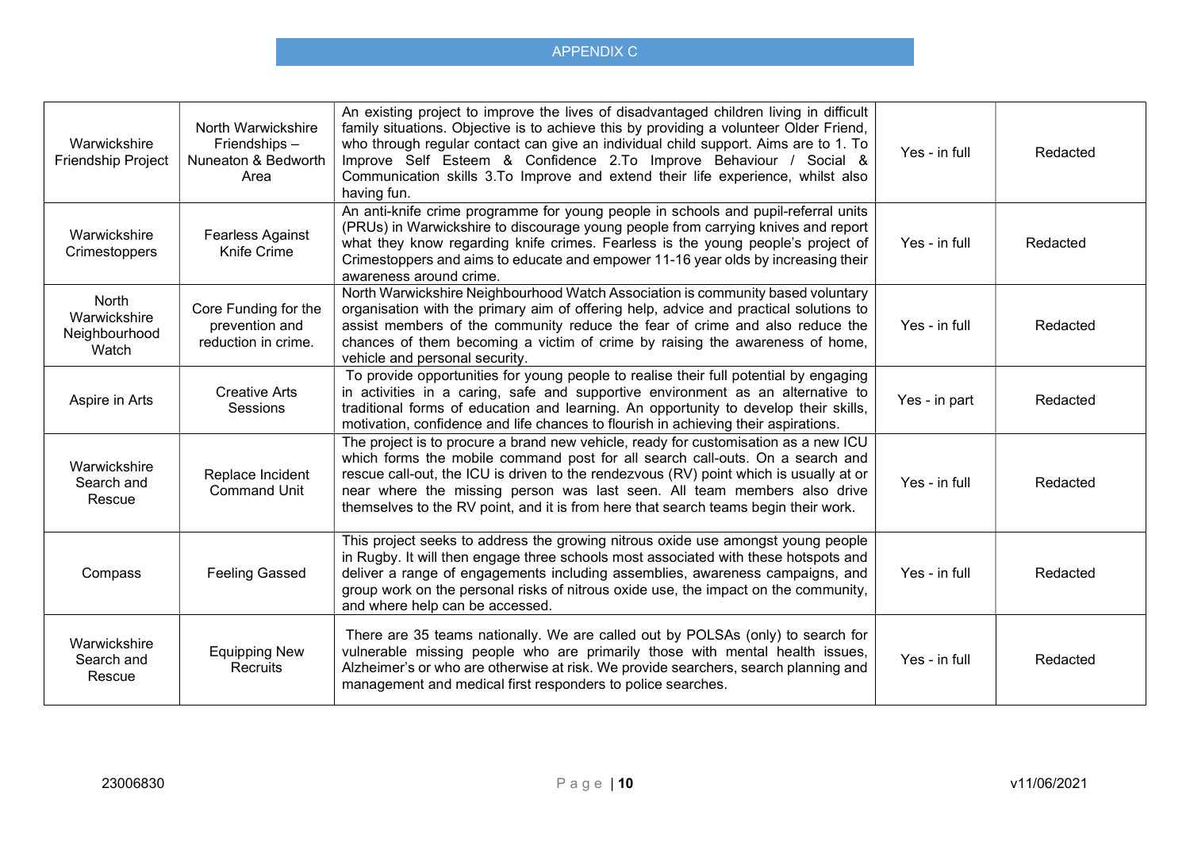APPENDIX C

| | | | | |
|---|---|---|---|---|
| Warwickshire Friendship Project | North Warwickshire Friendships – Nuneaton & Bedworth Area | An existing project to improve the lives of disadvantaged children living in difficult family situations. Objective is to achieve this by providing a volunteer Older Friend, who through regular contact can give an individual child support. Aims are to 1. To Improve Self Esteem & Confidence 2.To Improve Behaviour / Social & Communication skills 3.To Improve and extend their life experience, whilst also having fun. | Yes - in full | Redacted |
| Warwickshire Crimestoppers | Fearless Against Knife Crime | An anti-knife crime programme for young people in schools and pupil-referral units (PRUs) in Warwickshire to discourage young people from carrying knives and report what they know regarding knife crimes. Fearless is the young people's project of Crimestoppers and aims to educate and empower 11-16 year olds by increasing their awareness around crime. | Yes - in full | Redacted |
| North Warwickshire Neighbourhood Watch | Core Funding for the prevention and reduction in crime. | North Warwickshire Neighbourhood Watch Association is community based voluntary organisation with the primary aim of offering help, advice and practical solutions to assist members of the community reduce the fear of crime and also reduce the chances of them becoming a victim of crime by raising the awareness of home, vehicle and personal security. | Yes - in full | Redacted |
| Aspire in Arts | Creative Arts Sessions | To provide opportunities for young people to realise their full potential by engaging in activities in a caring, safe and supportive environment as an alternative to traditional forms of education and learning. An opportunity to develop their skills, motivation, confidence and life chances to flourish in achieving their aspirations. | Yes - in part | Redacted |
| Warwickshire Search and Rescue | Replace Incident Command Unit | The project is to procure a brand new vehicle, ready for customisation as a new ICU which forms the mobile command post for all search call-outs. On a search and rescue call-out, the ICU is driven to the rendezvous (RV) point which is usually at or near where the missing person was last seen. All team members also drive themselves to the RV point, and it is from here that search teams begin their work. | Yes - in full | Redacted |
| Compass | Feeling Gassed | This project seeks to address the growing nitrous oxide use amongst young people in Rugby. It will then engage three schools most associated with these hotspots and deliver a range of engagements including assemblies, awareness campaigns, and group work on the personal risks of nitrous oxide use, the impact on the community, and where help can be accessed. | Yes - in full | Redacted |
| Warwickshire Search and Rescue | Equipping New Recruits | There are 35 teams nationally. We are called out by POLSAs (only) to search for vulnerable missing people who are primarily those with mental health issues, Alzheimer's or who are otherwise at risk. We provide searchers, search planning and management and medical first responders to police searches. | Yes - in full | Redacted |

23006830 v11/06/2021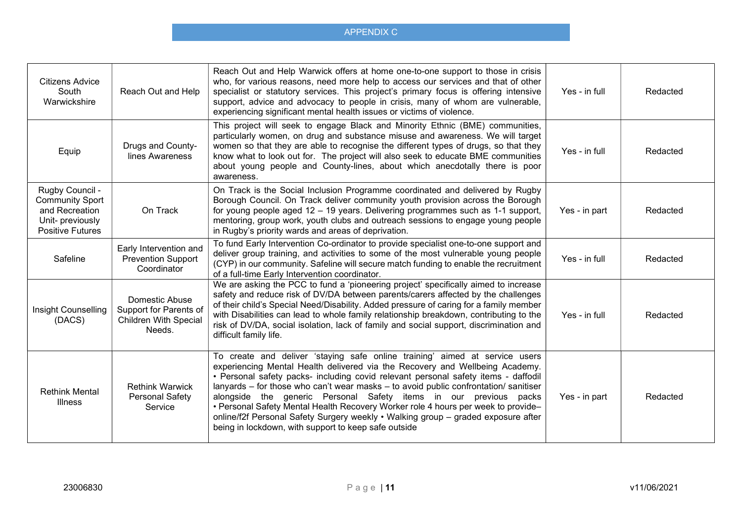## APPENDIX C

| | | | | |
|---|---|---|---|---|
| Citizens Advice South Warwickshire | Reach Out and Help | Reach Out and Help Warwick offers at home one-to-one support to those in crisis who, for various reasons, need more help to access our services and that of other specialist or statutory services. This project's primary focus is offering intensive support, advice and advocacy to people in crisis, many of whom are vulnerable, experiencing significant mental health issues or victims of violence. | Yes - in full | Redacted |
| Equip | Drugs and County-lines Awareness | This project will seek to engage Black and Minority Ethnic (BME) communities, particularly women, on drug and substance misuse and awareness. We will target women so that they are able to recognise the different types of drugs, so that they know what to look out for. The project will also seek to educate BME communities about young people and County-lines, about which anecdotally there is poor awareness. | Yes - in full | Redacted |
| Rugby Council - Community Sport and Recreation Unit- previously Positive Futures | On Track | On Track is the Social Inclusion Programme coordinated and delivered by Rugby Borough Council. On Track deliver community youth provision across the Borough for young people aged 12 – 19 years. Delivering programmes such as 1-1 support, mentoring, group work, youth clubs and outreach sessions to engage young people in Rugby's priority wards and areas of deprivation. | Yes - in part | Redacted |
| Safeline | Early Intervention and Prevention Support Coordinator | To fund Early Intervention Co-ordinator to provide specialist one-to-one support and deliver group training, and activities to some of the most vulnerable young people (CYP) in our community. Safeline will secure match funding to enable the recruitment of a full-time Early Intervention coordinator. | Yes - in full | Redacted |
| Insight Counselling (DACS) | Domestic Abuse Support for Parents of Children With Special Needs. | We are asking the PCC to fund a 'pioneering project' specifically aimed to increase safety and reduce risk of DV/DA between parents/carers affected by the challenges of their child's Special Need/Disability. Added pressure of caring for a family member with Disabilities can lead to whole family relationship breakdown, contributing to the risk of DV/DA, social isolation, lack of family and social support, discrimination and difficult family life. | Yes - in full | Redacted |
| Rethink Mental Illness | Rethink Warwick Personal Safety Service | To create and deliver 'staying safe online training' aimed at service users experiencing Mental Health delivered via the Recovery and Wellbeing Academy. • Personal safety packs- including covid relevant personal safety items - daffodil lanyards – for those who can't wear masks – to avoid public confrontation/ sanitiser alongside the generic Personal Safety items in our previous packs • Personal Safety Mental Health Recovery Worker role 4 hours per week to provide– online/f2f Personal Safety Surgery weekly • Walking group – graded exposure after being in lockdown, with support to keep safe outside | Yes - in part | Redacted |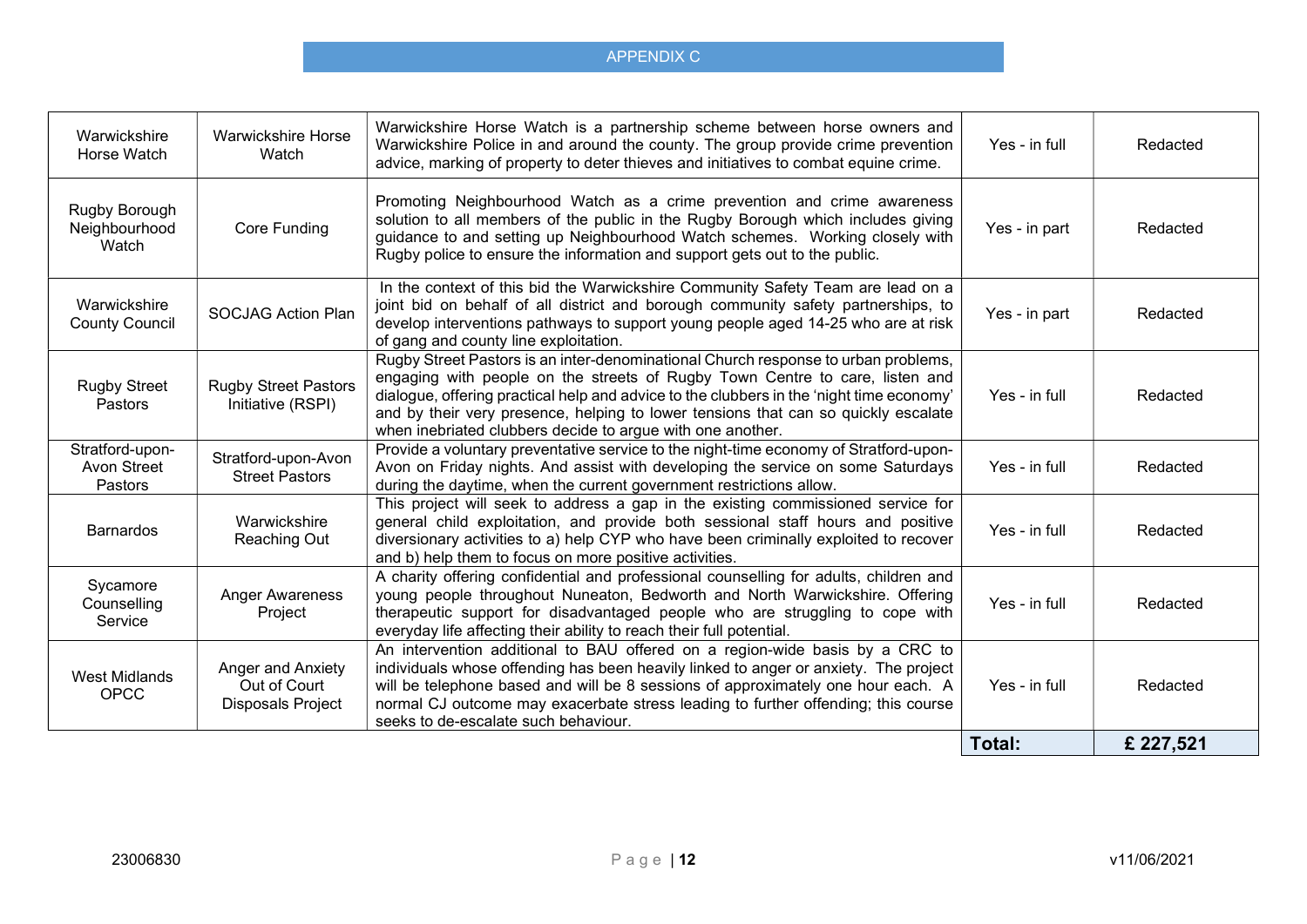APPENDIX C

| | | | | |
|---|---|---|---|---|
| Warwickshire Horse Watch | Warwickshire Horse Watch | Warwickshire Horse Watch is a partnership scheme between horse owners and Warwickshire Police in and around the county. The group provide crime prevention advice, marking of property to deter thieves and initiatives to combat equine crime. | Yes - in full | Redacted |
| Rugby Borough Neighbourhood Watch | Core Funding | Promoting Neighbourhood Watch as a crime prevention and crime awareness solution to all members of the public in the Rugby Borough which includes giving guidance to and setting up Neighbourhood Watch schemes. Working closely with Rugby police to ensure the information and support gets out to the public. | Yes - in part | Redacted |
| Warwickshire County Council | SOCJAG Action Plan | In the context of this bid the Warwickshire Community Safety Team are lead on a joint bid on behalf of all district and borough community safety partnerships, to develop interventions pathways to support young people aged 14-25 who are at risk of gang and county line exploitation. | Yes - in part | Redacted |
| Rugby Street Pastors | Rugby Street Pastors Initiative (RSPI) | Rugby Street Pastors is an inter-denominational Church response to urban problems, engaging with people on the streets of Rugby Town Centre to care, listen and dialogue, offering practical help and advice to the clubbers in the 'night time economy' and by their very presence, helping to lower tensions that can so quickly escalate when inebriated clubbers decide to argue with one another. | Yes - in full | Redacted |
| Stratford-upon-Avon Street Pastors | Stratford-upon-Avon Street Pastors | Provide a voluntary preventative service to the night-time economy of Stratford-upon-Avon on Friday nights. And assist with developing the service on some Saturdays during the daytime, when the current government restrictions allow. | Yes - in full | Redacted |
| Barnardos | Warwickshire Reaching Out | This project will seek to address a gap in the existing commissioned service for general child exploitation, and provide both sessional staff hours and positive diversionary activities to a) help CYP who have been criminally exploited to recover and b) help them to focus on more positive activities. | Yes - in full | Redacted |
| Sycamore Counselling Service | Anger Awareness Project | A charity offering confidential and professional counselling for adults, children and young people throughout Nuneaton, Bedworth and North Warwickshire. Offering therapeutic support for disadvantaged people who are struggling to cope with everyday life affecting their ability to reach their full potential. | Yes - in full | Redacted |
| West Midlands OPCC | Anger and Anxiety Out of Court Disposals Project | An intervention additional to BAU offered on a region-wide basis by a CRC to individuals whose offending has been heavily linked to anger or anxiety. The project will be telephone based and will be 8 sessions of approximately one hour each. A normal CJ outcome may exacerbate stress leading to further offending; this course seeks to de-escalate such behaviour. | Yes - in full | Redacted |
| | | | **Total:** | **£ 227,521** |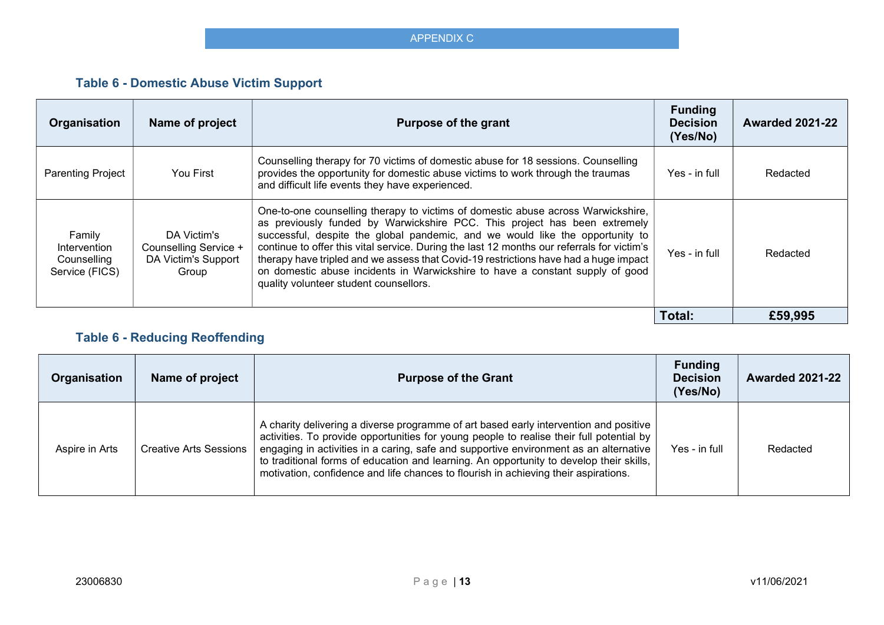APPENDIX C

### Table 6 - Domestic Abuse Victim Support

| Organisation | Name of project | Purpose of the grant | Funding Decision (Yes/No) | Awarded 2021-22 |
|---|---|---|---|---|
| Parenting Project | You First | Counselling therapy for 70 victims of domestic abuse for 18 sessions. Counselling provides the opportunity for domestic abuse victims to work through the traumas and difficult life events they have experienced. | Yes - in full | Redacted |
| Family Intervention Counselling Service (FICS) | DA Victim's Counselling Service + DA Victim's Support Group | One-to-one counselling therapy to victims of domestic abuse across Warwickshire, as previously funded by Warwickshire PCC. This project has been extremely successful, despite the global pandemic, and we would like the opportunity to continue to offer this vital service. During the last 12 months our referrals for victim's therapy have tripled and we assess that Covid-19 restrictions have had a huge impact on domestic abuse incidents in Warwickshire to have a constant supply of good quality volunteer student counsellors. | Yes - in full | Redacted |
| | | | **Total:** | **£59,995** |

### Table 6 - Reducing Reoffending

| Organisation | Name of project | Purpose of the Grant | Funding Decision (Yes/No) | Awarded 2021-22 |
|---|---|---|---|---|
| Aspire in Arts | Creative Arts Sessions | A charity delivering a diverse programme of art based early intervention and positive activities. To provide opportunities for young people to realise their full potential by engaging in activities in a caring, safe and supportive environment as an alternative to traditional forms of education and learning. An opportunity to develop their skills, motivation, confidence and life chances to flourish in achieving their aspirations. | Yes - in full | Redacted |

23006830 v11/06/2021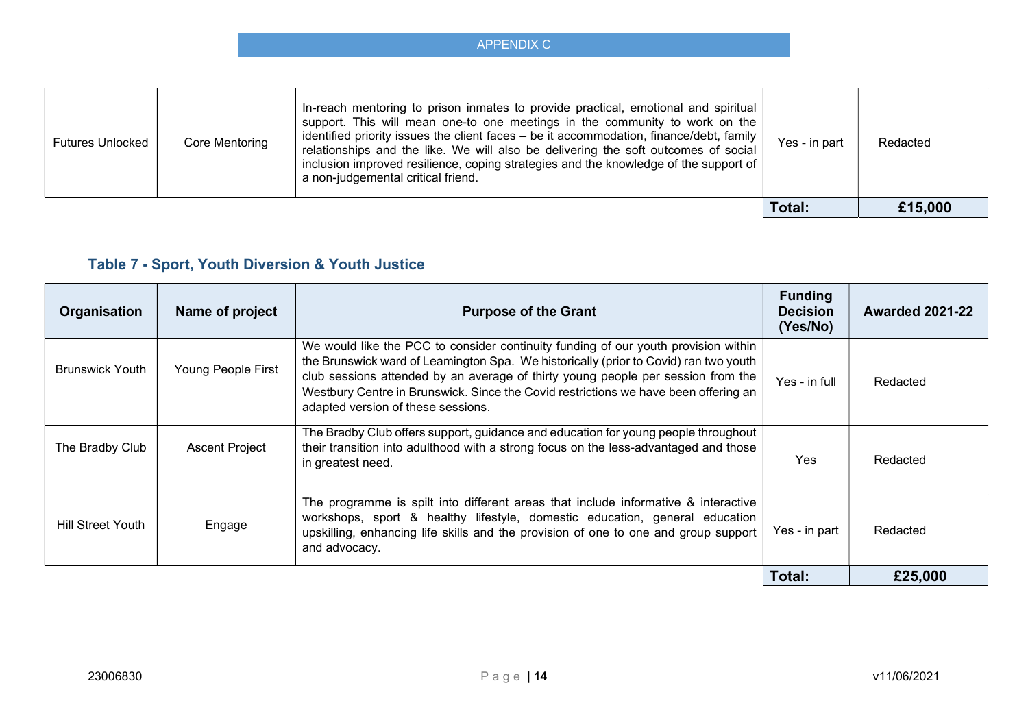APPENDIX C

| | | | | |
|---|---|---|---|---|
| Futures Unlocked | Core Mentoring | In-reach mentoring to prison inmates to provide practical, emotional and spiritual support. This will mean one-to one meetings in the community to work on the identified priority issues the client faces – be it accommodation, finance/debt, family relationships and the like. We will also be delivering the soft outcomes of social inclusion improved resilience, coping strategies and the knowledge of the support of a non-judgemental critical friend. | Yes - in part | Redacted |
| | | | **Total:** | **£15,000** |

### Table 7 - Sport, Youth Diversion & Youth Justice

| Organisation | Name of project | Purpose of the Grant | Funding Decision (Yes/No) | Awarded 2021-22 |
|---|---|---|---|---|
| Brunswick Youth | Young People First | We would like the PCC to consider continuity funding of our youth provision within the Brunswick ward of Leamington Spa. We historically (prior to Covid) ran two youth club sessions attended by an average of thirty young people per session from the Westbury Centre in Brunswick. Since the Covid restrictions we have been offering an adapted version of these sessions. | Yes - in full | Redacted |
| The Bradby Club | Ascent Project | The Bradby Club offers support, guidance and education for young people throughout their transition into adulthood with a strong focus on the less-advantaged and those in greatest need. | Yes | Redacted |
| Hill Street Youth | Engage | The programme is spilt into different areas that include informative & interactive workshops, sport & healthy lifestyle, domestic education, general education upskilling, enhancing life skills and the provision of one to one and group support and advocacy. | Yes - in part | Redacted |
| | | | **Total:** | **£25,000** |

23006830 v11/06/2021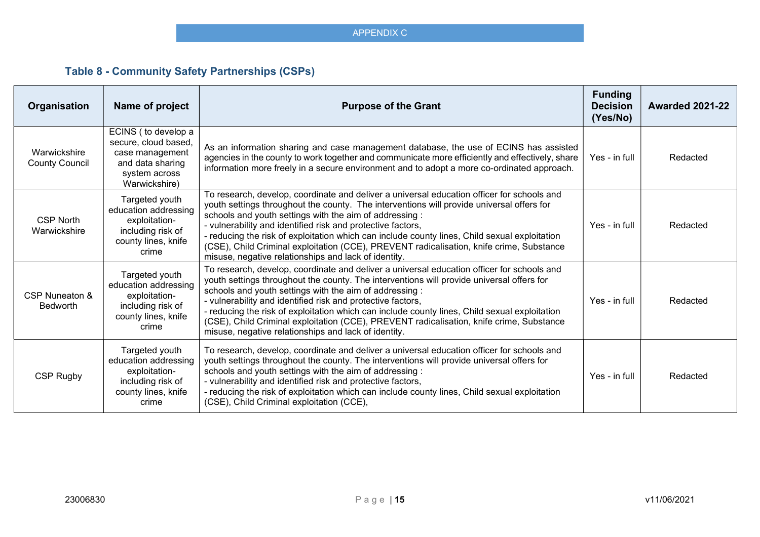APPENDIX C

### Table 8 - Community Safety Partnerships (CSPs)

| Organisation | Name of project | Purpose of the Grant | Funding Decision (Yes/No) | Awarded 2021-22 |
|---|---|---|---|---|
| Warwickshire County Council | ECINS ( to develop a secure, cloud based, case management and data sharing system across Warwickshire) | As an information sharing and case management database, the use of ECINS has assisted agencies in the county to work together and communicate more efficiently and effectively, share information more freely in a secure environment and to adopt a more co-ordinated approach. | Yes - in full | Redacted |
| CSP North Warwickshire | Targeted youth education addressing exploitation- including risk of county lines, knife crime | To research, develop, coordinate and deliver a universal education officer for schools and youth settings throughout the county. The interventions will provide universal offers for schools and youth settings with the aim of addressing :<br>- vulnerability and identified risk and protective factors,<br>- reducing the risk of exploitation which can include county lines, Child sexual exploitation (CSE), Child Criminal exploitation (CCE), PREVENT radicalisation, knife crime, Substance misuse, negative relationships and lack of identity. | Yes - in full | Redacted |
| CSP Nuneaton & Bedworth | Targeted youth education addressing exploitation- including risk of county lines, knife crime | To research, develop, coordinate and deliver a universal education officer for schools and youth settings throughout the county. The interventions will provide universal offers for schools and youth settings with the aim of addressing :<br>- vulnerability and identified risk and protective factors,<br>- reducing the risk of exploitation which can include county lines, Child sexual exploitation (CSE), Child Criminal exploitation (CCE), PREVENT radicalisation, knife crime, Substance misuse, negative relationships and lack of identity. | Yes - in full | Redacted |
| CSP Rugby | Targeted youth education addressing exploitation- including risk of county lines, knife crime | To research, develop, coordinate and deliver a universal education officer for schools and youth settings throughout the county. The interventions will provide universal offers for schools and youth settings with the aim of addressing :<br>- vulnerability and identified risk and protective factors,<br>- reducing the risk of exploitation which can include county lines, Child sexual exploitation (CSE), Child Criminal exploitation (CCE), | Yes - in full | Redacted |

23006830 v11/06/2021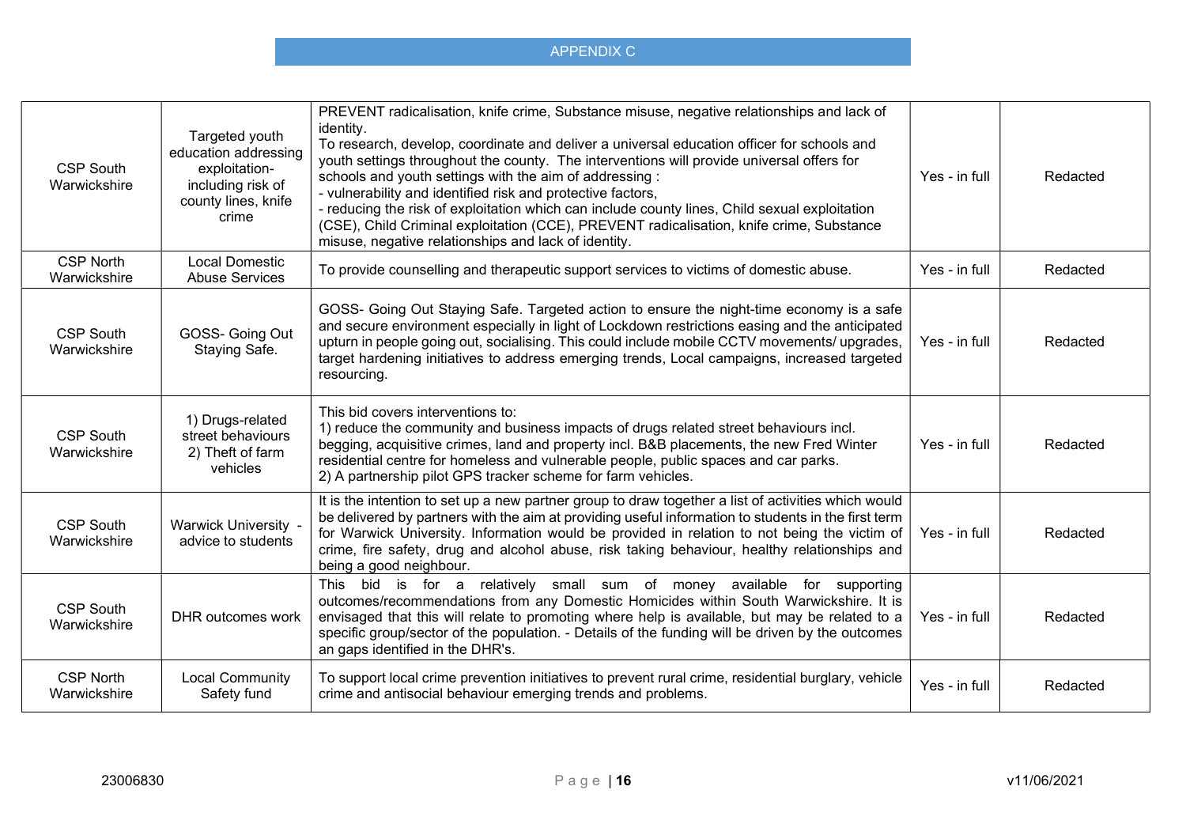APPENDIX C

| | | | | |
|---|---|---|---|---|
| CSP South Warwickshire | Targeted youth education addressing exploitation- including risk of county lines, knife crime | PREVENT radicalisation, knife crime, Substance misuse, negative relationships and lack of identity.<br>To research, develop, coordinate and deliver a universal education officer for schools and youth settings throughout the county. The interventions will provide universal offers for schools and youth settings with the aim of addressing :<br>- vulnerability and identified risk and protective factors,<br>- reducing the risk of exploitation which can include county lines, Child sexual exploitation (CSE), Child Criminal exploitation (CCE), PREVENT radicalisation, knife crime, Substance misuse, negative relationships and lack of identity. | Yes - in full | Redacted |
| CSP North Warwickshire | Local Domestic Abuse Services | To provide counselling and therapeutic support services to victims of domestic abuse. | Yes - in full | Redacted |
| CSP South Warwickshire | GOSS- Going Out Staying Safe. | GOSS- Going Out Staying Safe. Targeted action to ensure the night-time economy is a safe and secure environment especially in light of Lockdown restrictions easing and the anticipated upturn in people going out, socialising. This could include mobile CCTV movements/ upgrades, target hardening initiatives to address emerging trends, Local campaigns, increased targeted resourcing. | Yes - in full | Redacted |
| CSP South Warwickshire | 1) Drugs-related street behaviours<br>2) Theft of farm vehicles | This bid covers interventions to:<br>1) reduce the community and business impacts of drugs related street behaviours incl. begging, acquisitive crimes, land and property incl. B&B placements, the new Fred Winter residential centre for homeless and vulnerable people, public spaces and car parks.<br>2) A partnership pilot GPS tracker scheme for farm vehicles. | Yes - in full | Redacted |
| CSP South Warwickshire | Warwick University - advice to students | It is the intention to set up a new partner group to draw together a list of activities which would be delivered by partners with the aim at providing useful information to students in the first term for Warwick University. Information would be provided in relation to not being the victim of crime, fire safety, drug and alcohol abuse, risk taking behaviour, healthy relationships and being a good neighbour. | Yes - in full | Redacted |
| CSP South Warwickshire | DHR outcomes work | This bid is for a relatively small sum of money available for supporting outcomes/recommendations from any Domestic Homicides within South Warwickshire. It is envisaged that this will relate to promoting where help is available, but may be related to a specific group/sector of the population. - Details of the funding will be driven by the outcomes an gaps identified in the DHR's. | Yes - in full | Redacted |
| CSP North Warwickshire | Local Community Safety fund | To support local crime prevention initiatives to prevent rural crime, residential burglary, vehicle crime and antisocial behaviour emerging trends and problems. | Yes - in full | Redacted |

23006830 v11/06/2021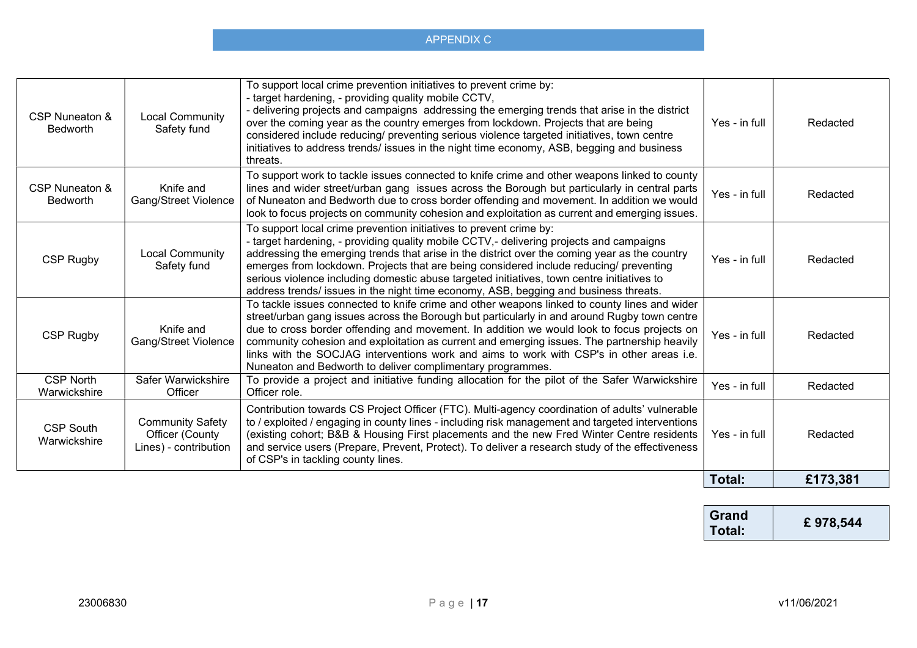APPENDIX C

| | | | | |
|---|---|---|---|---|
| CSP Nuneaton & Bedworth | Local Community Safety fund | To support local crime prevention initiatives to prevent crime by:<br>- target hardening, - providing quality mobile CCTV,<br>- delivering projects and campaigns addressing the emerging trends that arise in the district over the coming year as the country emerges from lockdown. Projects that are being considered include reducing/ preventing serious violence targeted initiatives, town centre initiatives to address trends/ issues in the night time economy, ASB, begging and business threats. | Yes - in full | Redacted |
| CSP Nuneaton & Bedworth | Knife and Gang/Street Violence | To support work to tackle issues connected to knife crime and other weapons linked to county lines and wider street/urban gang issues across the Borough but particularly in central parts of Nuneaton and Bedworth due to cross border offending and movement. In addition we would look to focus projects on community cohesion and exploitation as current and emerging issues. | Yes - in full | Redacted |
| CSP Rugby | Local Community Safety fund | To support local crime prevention initiatives to prevent crime by:<br>- target hardening, - providing quality mobile CCTV,- delivering projects and campaigns addressing the emerging trends that arise in the district over the coming year as the country emerges from lockdown. Projects that are being considered include reducing/ preventing serious violence including domestic abuse targeted initiatives, town centre initiatives to address trends/ issues in the night time economy, ASB, begging and business threats. | Yes - in full | Redacted |
| CSP Rugby | Knife and Gang/Street Violence | To tackle issues connected to knife crime and other weapons linked to county lines and wider street/urban gang issues across the Borough but particularly in and around Rugby town centre due to cross border offending and movement. In addition we would look to focus projects on community cohesion and exploitation as current and emerging issues. The partnership heavily links with the SOCJAG interventions work and aims to work with CSP's in other areas i.e. Nuneaton and Bedworth to deliver complimentary programmes. | Yes - in full | Redacted |
| CSP North Warwickshire | Safer Warwickshire Officer | To provide a project and initiative funding allocation for the pilot of the Safer Warwickshire Officer role. | Yes - in full | Redacted |
| CSP South Warwickshire | Community Safety Officer (County Lines) - contribution | Contribution towards CS Project Officer (FTC). Multi-agency coordination of adults' vulnerable to / exploited / engaging in county lines - including risk management and targeted interventions (existing cohort; B&B & Housing First placements and the new Fred Winter Centre residents and service users (Prepare, Prevent, Protect). To deliver a research study of the effectiveness of CSP's in tackling county lines. | Yes - in full | Redacted |
| | | | **Total:** | **£173,381** |

| | |
|---|---|
| **Grand Total:** | **£ 978,544** |